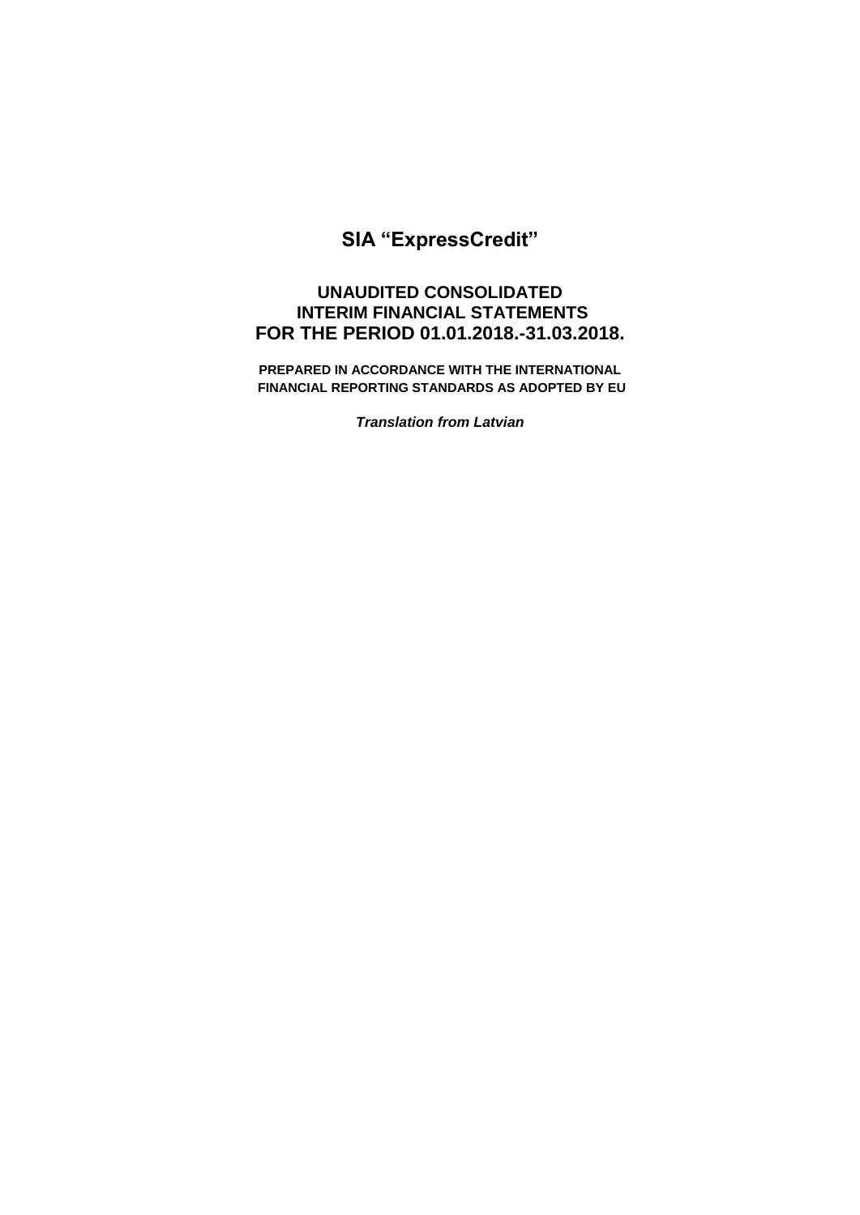# SIA "ExpressCredit"

## UNAUDITED CONSOLIDATED INTERIM FINANCIAL STATEMENTS FOR THE PERIOD 01.01.2018.-31.03.2018.

**PREPARED IN ACCORDANCE WITH THE INTERNATIONAL FINANCIAL REPORTING STANDARDS AS ADOPTED BY EU**

***Translation from Latvian***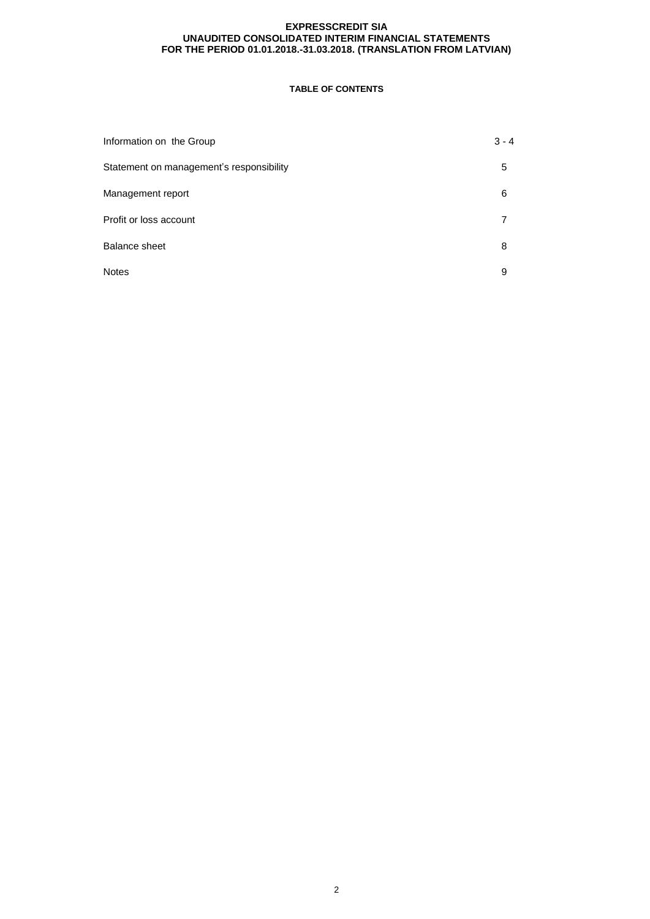## TABLE OF CONTENTS

| | |
|---|---|
| Information on the Group | 3 - 4 |
| Statement on management's responsibility | 5 |
| Management report | 6 |
| Profit or loss account | 7 |
| Balance sheet | 8 |
| Notes | 9 |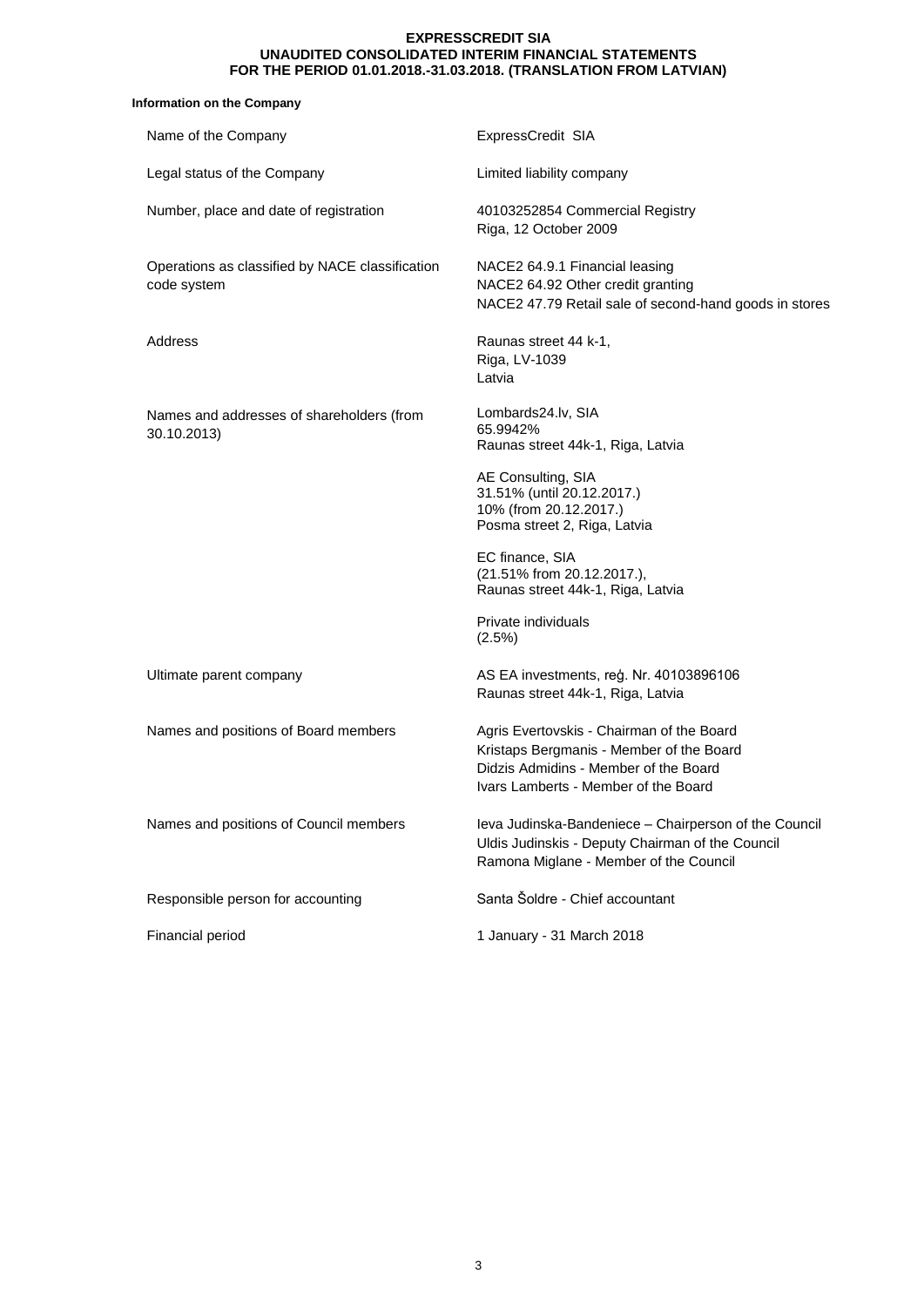**Information on the Company**

| | |
|---|---|
| Name of the Company | ExpressCredit SIA |
| Legal status of the Company | Limited liability company |
| Number, place and date of registration | 40103252854 Commercial Registry<br>Riga, 12 October 2009 |
| Operations as classified by NACE classification code system | NACE2 64.9.1 Financial leasing<br>NACE2 64.92 Other credit granting<br>NACE2 47.79 Retail sale of second-hand goods in stores |
| Address | Raunas street 44 k-1,<br>Riga, LV-1039<br>Latvia |
| Names and addresses of shareholders (from 30.10.2013) | Lombards24.lv, SIA<br>65.9942%<br>Raunas street 44k-1, Riga, Latvia<br><br>AE Consulting, SIA<br>31.51% (until 20.12.2017.)<br>10% (from 20.12.2017.)<br>Posma street 2, Riga, Latvia<br><br>EC finance, SIA<br>(21.51% from 20.12.2017.),<br>Raunas street 44k-1, Riga, Latvia<br><br>Private individuals<br>(2.5%) |
| Ultimate parent company | AS EA investments, reģ. Nr. 40103896106<br>Raunas street 44k-1, Riga, Latvia |
| Names and positions of Board members | Agris Evertovskis - Chairman of the Board<br>Kristaps Bergmanis - Member of the Board<br>Didzis Admidins - Member of the Board<br>Ivars Lamberts - Member of the Board |
| Names and positions of Council members | Ieva Judinska-Bandeniece – Chairperson of the Council<br>Uldis Judinskis - Deputy Chairman of the Council<br>Ramona Miglane - Member of the Council |
| Responsible person for accounting | Santa Šoldre - Chief accountant |
| Financial period | 1 January - 31 March 2018 |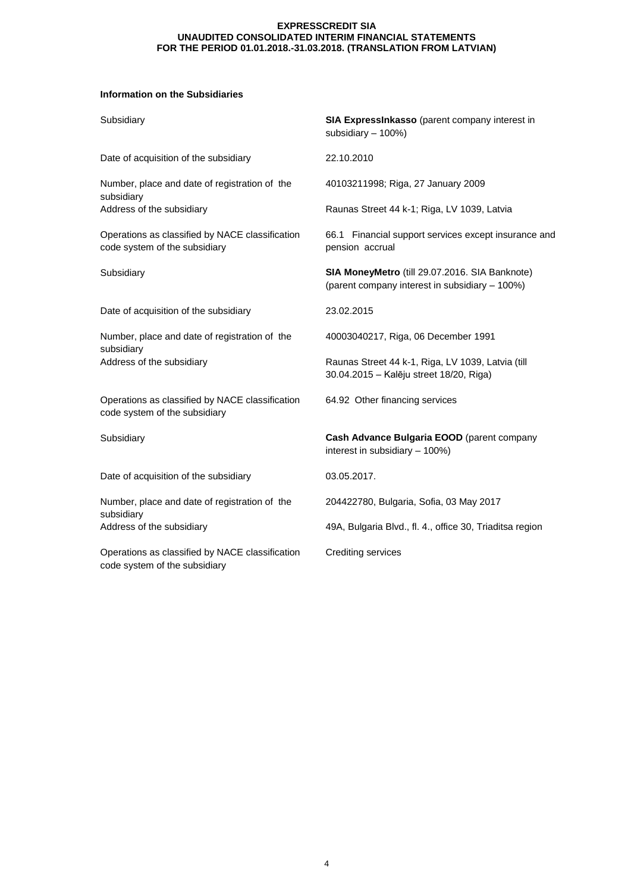**Information on the Subsidiaries**

| | |
|---|---|
| Subsidiary | **SIA ExpressInkasso** (parent company interest in subsidiary – 100%) |
| Date of acquisition of the subsidiary | 22.10.2010 |
| Number, place and date of registration of the subsidiary | 40103211998; Riga, 27 January 2009 |
| Address of the subsidiary | Raunas Street 44 k-1; Riga, LV 1039, Latvia |
| Operations as classified by NACE classification code system of the subsidiary | 66.1 Financial support services except insurance and pension accrual |
| Subsidiary | **SIA MoneyMetro** (till 29.07.2016. SIA Banknote) (parent company interest in subsidiary – 100%) |
| Date of acquisition of the subsidiary | 23.02.2015 |
| Number, place and date of registration of the subsidiary | 40003040217, Riga, 06 December 1991 |
| Address of the subsidiary | Raunas Street 44 k-1, Riga, LV 1039, Latvia (till 30.04.2015 – Kalēju street 18/20, Riga) |
| Operations as classified by NACE classification code system of the subsidiary | 64.92 Other financing services |
| Subsidiary | **Cash Advance Bulgaria EOOD** (parent company interest in subsidiary – 100%) |
| Date of acquisition of the subsidiary | 03.05.2017. |
| Number, place and date of registration of the subsidiary | 204422780, Bulgaria, Sofia, 03 May 2017 |
| Address of the subsidiary | 49A, Bulgaria Blvd., fl. 4., office 30, Triaditsa region |
| Operations as classified by NACE classification code system of the subsidiary | Crediting services |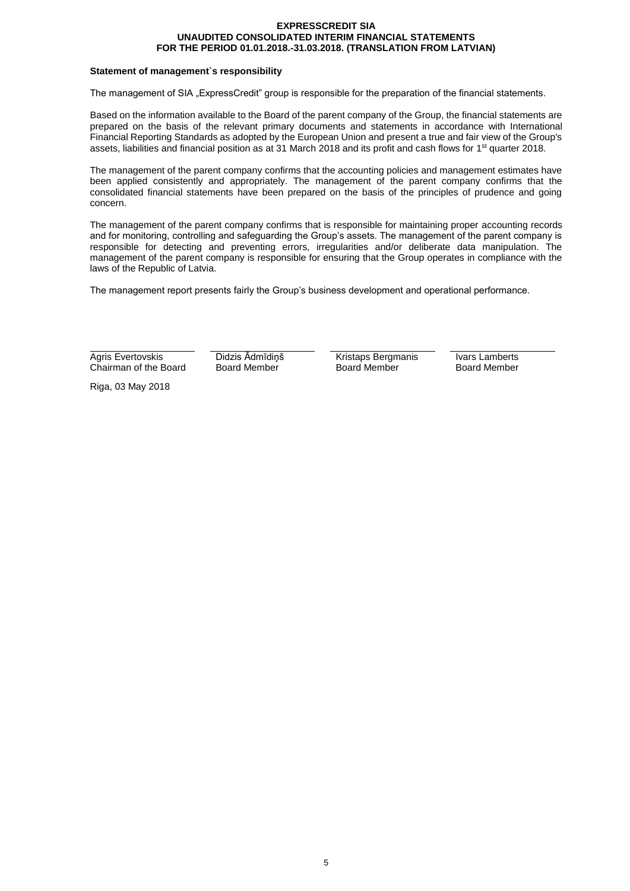**Statement of management`s responsibility**

The management of SIA „ExpressCredit" group is responsible for the preparation of the financial statements.

Based on the information available to the Board of the parent company of the Group, the financial statements are prepared on the basis of the relevant primary documents and statements in accordance with International Financial Reporting Standards as adopted by the European Union and present a true and fair view of the Group's assets, liabilities and financial position as at 31 March 2018 and its profit and cash flows for 1st quarter 2018.

The management of the parent company confirms that the accounting policies and management estimates have been applied consistently and appropriately. The management of the parent company confirms that the consolidated financial statements have been prepared on the basis of the principles of prudence and going concern.

The management of the parent company confirms that is responsible for maintaining proper accounting records and for monitoring, controlling and safeguarding the Group's assets. The management of the parent company is responsible for detecting and preventing errors, irregularities and/or deliberate data manipulation. The management of the parent company is responsible for ensuring that the Group operates in compliance with the laws of the Republic of Latvia.

The management report presents fairly the Group's business development and operational performance.

| | | | |
|---|---|---|---|
| Agris Evertovskis<br>Chairman of the Board | Didzis Ādmīdiņš<br>Board Member | Kristaps Bergmanis<br>Board Member | Ivars Lamberts<br>Board Member |

Riga, 03 May 2018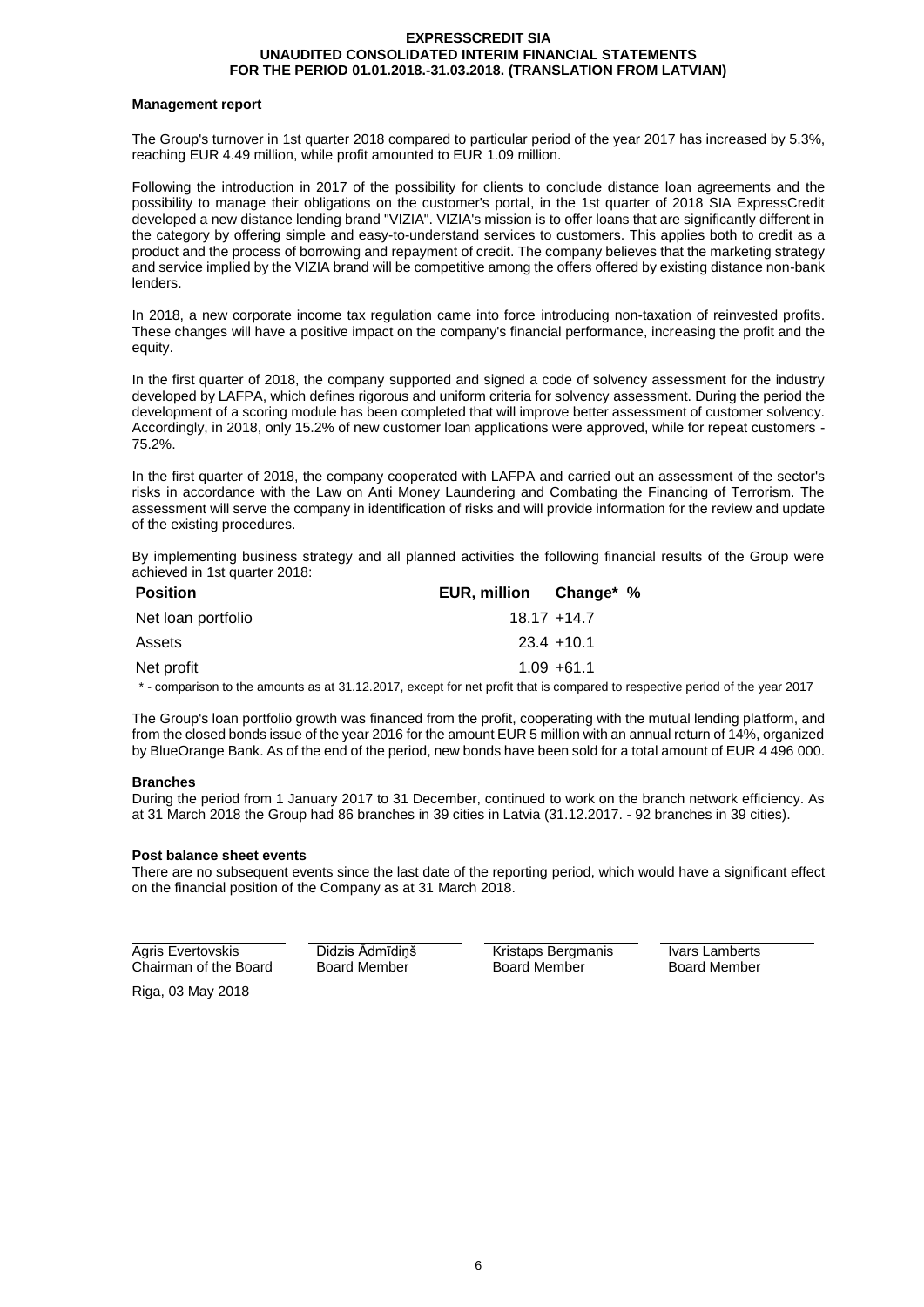## Management report

The Group's turnover in 1st quarter 2018 compared to particular period of the year 2017 has increased by 5.3%, reaching EUR 4.49 million, while profit amounted to EUR 1.09 million.

Following the introduction in 2017 of the possibility for clients to conclude distance loan agreements and the possibility to manage their obligations on the customer's portal, in the 1st quarter of 2018 SIA ExpressCredit developed a new distance lending brand "VIZIA". VIZIA's mission is to offer loans that are significantly different in the category by offering simple and easy-to-understand services to customers. This applies both to credit as a product and the process of borrowing and repayment of credit. The company believes that the marketing strategy and service implied by the VIZIA brand will be competitive among the offers offered by existing distance non-bank lenders.

In 2018, a new corporate income tax regulation came into force introducing non-taxation of reinvested profits. These changes will have a positive impact on the company's financial performance, increasing the profit and the equity.

In the first quarter of 2018, the company supported and signed a code of solvency assessment for the industry developed by LAFPA, which defines rigorous and uniform criteria for solvency assessment. During the period the development of a scoring module has been completed that will improve better assessment of customer solvency. Accordingly, in 2018, only 15.2% of new customer loan applications were approved, while for repeat customers - 75.2%.

In the first quarter of 2018, the company cooperated with LAFPA and carried out an assessment of the sector's risks in accordance with the Law on Anti Money Laundering and Combating the Financing of Terrorism. The assessment will serve the company in identification of risks and will provide information for the review and update of the existing procedures.

By implementing business strategy and all planned activities the following financial results of the Group were achieved in 1st quarter 2018:

| Position | EUR, million | Change* % |
|---|---|---|
| Net loan portfolio | 18.17 | +14.7 |
| Assets | 23.4 | +10.1 |
| Net profit | 1.09 | +61.1 |

\* - comparison to the amounts as at 31.12.2017, except for net profit that is compared to respective period of the year 2017

The Group's loan portfolio growth was financed from the profit, cooperating with the mutual lending platform, and from the closed bonds issue of the year 2016 for the amount EUR 5 million with an annual return of 14%, organized by BlueOrange Bank. As of the end of the period, new bonds have been sold for a total amount of EUR 4 496 000.

### Branches

During the period from 1 January 2017 to 31 December, continued to work on the branch network efficiency. As at 31 March 2018 the Group had 86 branches in 39 cities in Latvia (31.12.2017. - 92 branches in 39 cities).

### Post balance sheet events

There are no subsequent events since the last date of the reporting period, which would have a significant effect on the financial position of the Company as at 31 March 2018.

| | | | |
|---|---|---|---|
| Agris Evertovskis<br>Chairman of the Board | Didzis Ādmīdiņš<br>Board Member | Kristaps Bergmanis<br>Board Member | Ivars Lamberts<br>Board Member |

Riga, 03 May 2018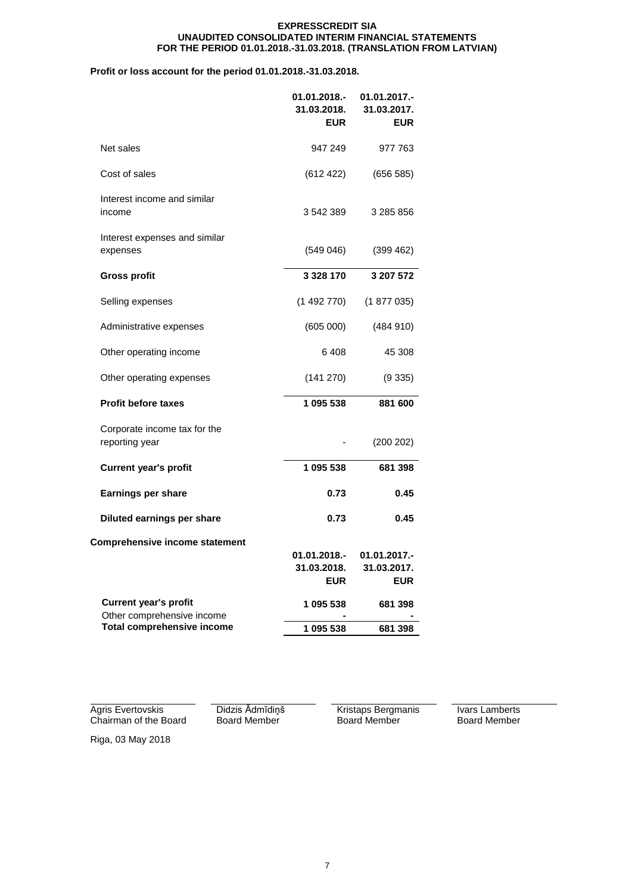**EXPRESSCREDIT SIA**
**UNAUDITED CONSOLIDATED INTERIM FINANCIAL STATEMENTS**
**FOR THE PERIOD 01.01.2018.-31.03.2018. (TRANSLATION FROM LATVIAN)**

## Profit or loss account for the period 01.01.2018.-31.03.2018.

| | 01.01.2018.-31.03.2018. EUR | 01.01.2017.-31.03.2017. EUR |
|---|---|---|
| Net sales | 947 249 | 977 763 |
| Cost of sales | (612 422) | (656 585) |
| Interest income and similar income | 3 542 389 | 3 285 856 |
| Interest expenses and similar expenses | (549 046) | (399 462) |
| **Gross profit** | **3 328 170** | **3 207 572** |
| Selling expenses | (1 492 770) | (1 877 035) |
| Administrative expenses | (605 000) | (484 910) |
| Other operating income | 6 408 | 45 308 |
| Other operating expenses | (141 270) | (9 335) |
| **Profit before taxes** | **1 095 538** | **881 600** |
| Corporate income tax for the reporting year | - | (200 202) |
| **Current year's profit** | **1 095 538** | **681 398** |
| **Earnings per share** | **0.73** | **0.45** |
| **Diluted earnings per share** | **0.73** | **0.45** |

## Comprehensive income statement

| | 01.01.2018.-31.03.2018. EUR | 01.01.2017.-31.03.2017. EUR |
|---|---|---|
| **Current year's profit** | **1 095 538** | **681 398** |
| Other comprehensive income | - | - |
| **Total comprehensive income** | **1 095 538** | **681 398** |

Agris Evertovskis
Chairman of the Board

Didzis Ādmīdiņš
Board Member

Kristaps Bergmanis
Board Member

Ivars Lamberts
Board Member

Riga, 03 May 2018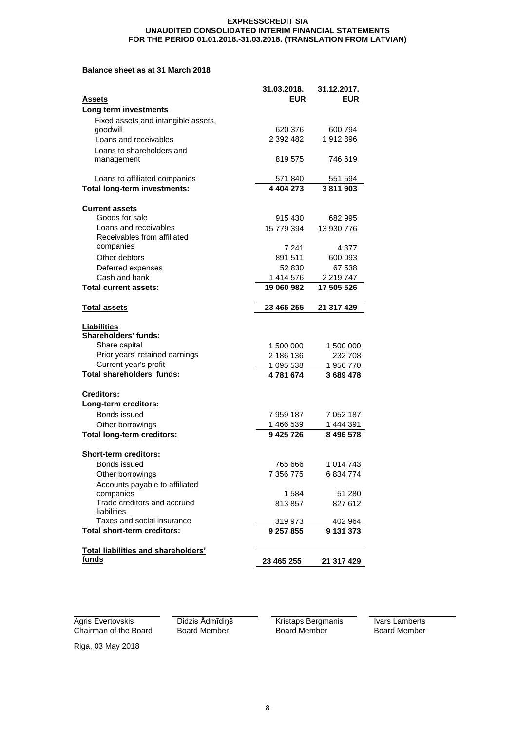**EXPRESSCREDIT SIA**
**UNAUDITED CONSOLIDATED INTERIM FINANCIAL STATEMENTS**
**FOR THE PERIOD 01.01.2018.-31.03.2018. (TRANSLATION FROM LATVIAN)**

### Balance sheet as at 31 March 2018

| Assets | 31.03.2018. EUR | 31.12.2017. EUR |
|---|---|---|
| **Long term investments** | | |
| Fixed assets and intangible assets, goodwill | 620 376 | 600 794 |
| Loans and receivables | 2 392 482 | 1 912 896 |
| Loans to shareholders and management | 819 575 | 746 619 |
| Loans to affiliated companies | 571 840 | 551 594 |
| **Total long-term investments:** | **4 404 273** | **3 811 903** |
| **Current assets** | | |
| Goods for sale | 915 430 | 682 995 |
| Loans and receivables | 15 779 394 | 13 930 776 |
| Receivables from affiliated companies | 7 241 | 4 377 |
| Other debtors | 891 511 | 600 093 |
| Deferred expenses | 52 830 | 67 538 |
| Cash and bank | 1 414 576 | 2 219 747 |
| **Total current assets:** | **19 060 982** | **17 505 526** |
| **Total assets** | **23 465 255** | **21 317 429** |
| **Liabilities** | | |
| **Shareholders' funds:** | | |
| Share capital | 1 500 000 | 1 500 000 |
| Prior years' retained earnings | 2 186 136 | 232 708 |
| Current year's profit | 1 095 538 | 1 956 770 |
| **Total shareholders' funds:** | **4 781 674** | **3 689 478** |
| **Creditors:** | | |
| **Long-term creditors:** | | |
| Bonds issued | 7 959 187 | 7 052 187 |
| Other borrowings | 1 466 539 | 1 444 391 |
| **Total long-term creditors:** | **9 425 726** | **8 496 578** |
| **Short-term creditors:** | | |
| Bonds issued | 765 666 | 1 014 743 |
| Other borrowings | 7 356 775 | 6 834 774 |
| Accounts payable to affiliated companies | 1 584 | 51 280 |
| Trade creditors and accrued liabilities | 813 857 | 827 612 |
| Taxes and social insurance | 319 973 | 402 964 |
| **Total short-term creditors:** | **9 257 855** | **9 131 373** |
| **Total liabilities and shareholders' funds** | **23 465 255** | **21 317 429** |

| | | | |
|---|---|---|---|
| Agris Evertovskis | Didzis Ādmīdiņš | Kristaps Bergmanis | Ivars Lamberts |
| Chairman of the Board | Board Member | Board Member | Board Member |

Riga, 03 May 2018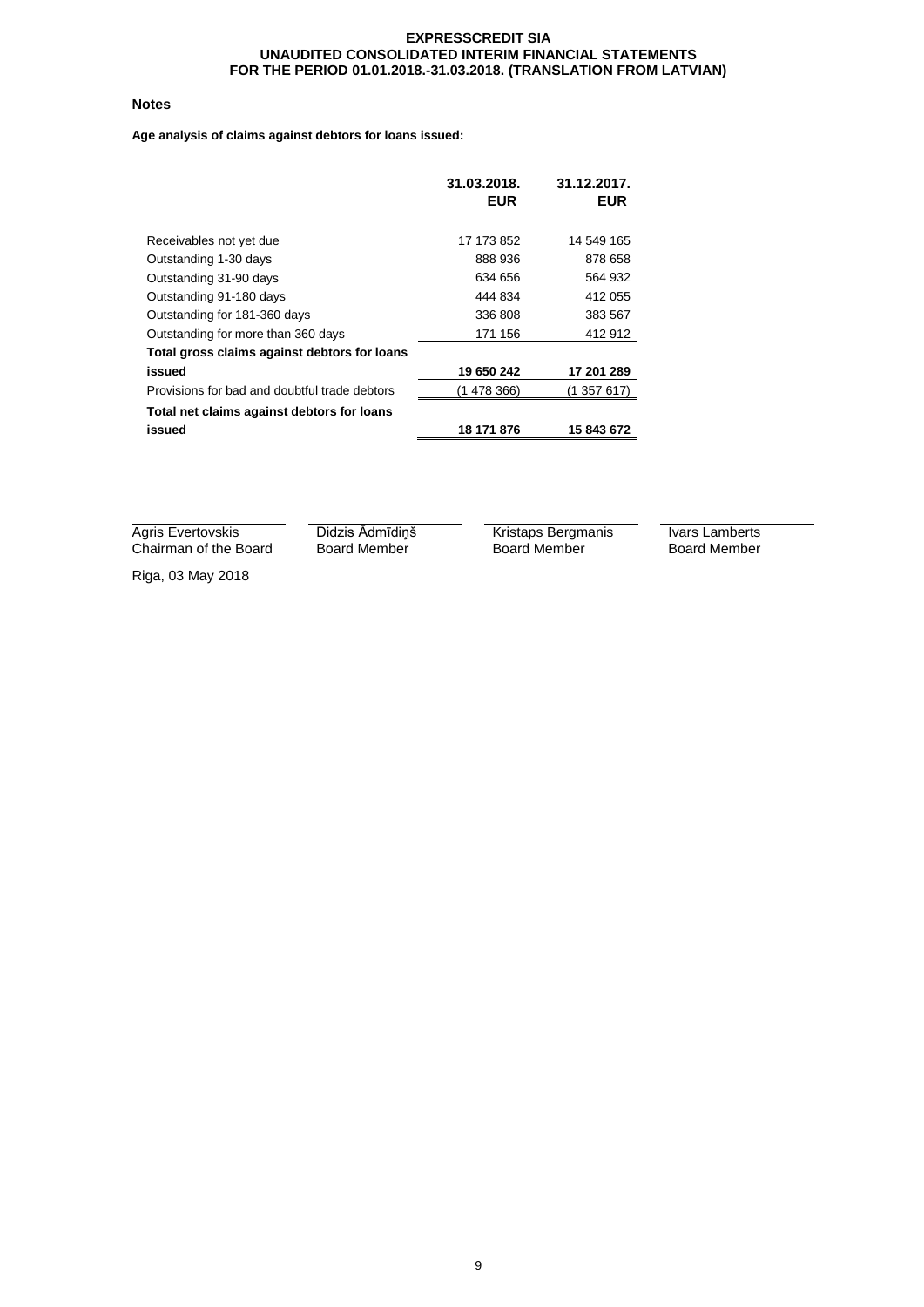## Notes

**Age analysis of claims against debtors for loans issued:**

| | 31.03.2018. EUR | 31.12.2017. EUR |
|---|---|---|
| Receivables not yet due | 17 173 852 | 14 549 165 |
| Outstanding 1-30 days | 888 936 | 878 658 |
| Outstanding 31-90 days | 634 656 | 564 932 |
| Outstanding 91-180 days | 444 834 | 412 055 |
| Outstanding for 181-360 days | 336 808 | 383 567 |
| Outstanding for more than 360 days | 171 156 | 412 912 |
| **Total gross claims against debtors for loans issued** | **19 650 242** | **17 201 289** |
| Provisions for bad and doubtful trade debtors | (1 478 366) | (1 357 617) |
| **Total net claims against debtors for loans issued** | **18 171 876** | **15 843 672** |

| Agris Evertovskis | Didzis Ādmīdiņš | Kristaps Bergmanis | Ivars Lamberts |
|---|---|---|---|
| Chairman of the Board | Board Member | Board Member | Board Member |

Riga, 03 May 2018